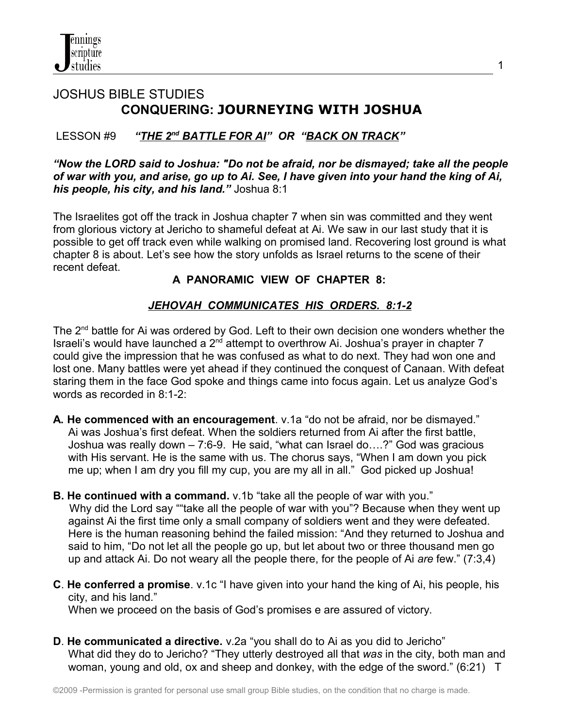# JOSHUS BIBLE STUDIES

## CONQUERING: JOURNEYING WITH JOSHUA

LESSON #9 ***"THE 2nd BATTLE FOR AI" OR "BACK ON TRACK"***

***"Now the LORD said to Joshua: "Do not be afraid, nor be dismayed; take all the people of war with you, and arise, go up to Ai. See, I have given into your hand the king of Ai, his people, his city, and his land."*** Joshua 8:1

The Israelites got off the track in Joshua chapter 7 when sin was committed and they went from glorious victory at Jericho to shameful defeat at Ai. We saw in our last study that it is possible to get off track even while walking on promised land. Recovering lost ground is what chapter 8 is about. Let's see how the story unfolds as Israel returns to the scene of their recent defeat.

**A PANORAMIC VIEW OF CHAPTER 8:**

***JEHOVAH COMMUNICATES HIS ORDERS. 8:1-2***

The 2nd battle for Ai was ordered by God. Left to their own decision one wonders whether the Israeli's would have launched a 2nd attempt to overthrow Ai. Joshua's prayer in chapter 7 could give the impression that he was confused as what to do next. They had won one and lost one. Many battles were yet ahead if they continued the conquest of Canaan. With defeat staring them in the face God spoke and things came into focus again. Let us analyze God's words as recorded in 8:1-2:

**A. He commenced with an encouragement**. v.1a "do not be afraid, nor be dismayed."
Ai was Joshua's first defeat. When the soldiers returned from Ai after the first battle, Joshua was really down – 7:6-9. He said, "what can Israel do….?" God was gracious with His servant. He is the same with us. The chorus says, "When I am down you pick me up; when I am dry you fill my cup, you are my all in all." God picked up Joshua!

**B. He continued with a command.** v.1b "take all the people of war with you."
Why did the Lord say ""take all the people of war with you"? Because when they went up against Ai the first time only a small company of soldiers went and they were defeated. Here is the human reasoning behind the failed mission: "And they returned to Joshua and said to him, "Do not let all the people go up, but let about two or three thousand men go up and attack Ai. Do not weary all the people there, for the people of Ai *are* few." (7:3,4)

**C**. **He conferred a promise**. v.1c "I have given into your hand the king of Ai, his people, his city, and his land."
When we proceed on the basis of God's promises e are assured of victory.

**D**. **He communicated a directive.** v.2a "you shall do to Ai as you did to Jericho"
What did they do to Jericho? "They utterly destroyed all that *was* in the city, both man and woman, young and old, ox and sheep and donkey, with the edge of the sword." (6:21) T

©2009 -Permission is granted for personal use small group Bible studies, on the condition that no charge is made.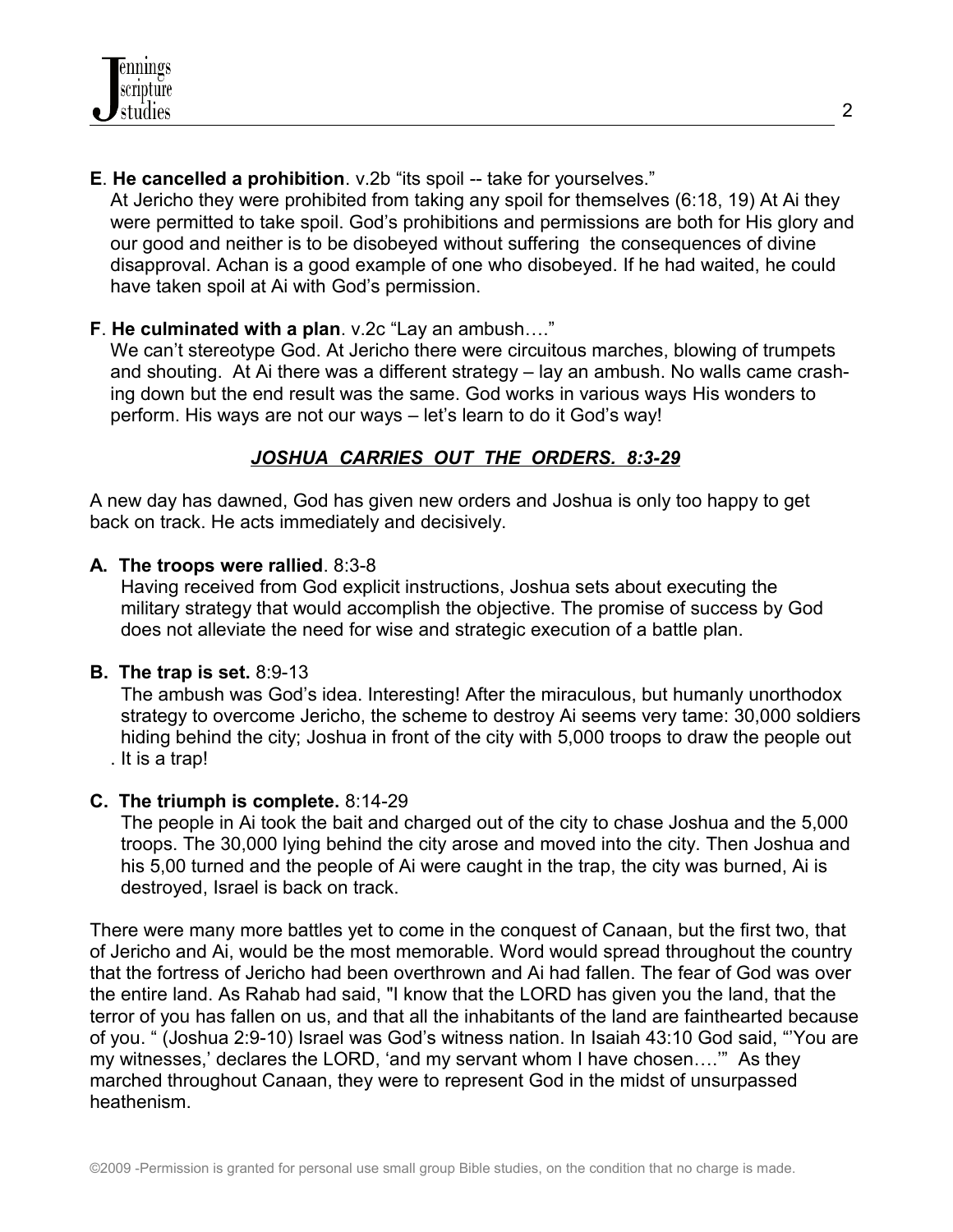**E**. **He cancelled a prohibition**. v.2b "its spoil -- take for yourselves."
At Jericho they were prohibited from taking any spoil for themselves (6:18, 19) At Ai they were permitted to take spoil. God's prohibitions and permissions are both for His glory and our good and neither is to be disobeyed without suffering the consequences of divine disapproval. Achan is a good example of one who disobeyed. If he had waited, he could have taken spoil at Ai with God's permission.

**F**. **He culminated with a plan**. v.2c "Lay an ambush…."
We can't stereotype God. At Jericho there were circuitous marches, blowing of trumpets and shouting. At Ai there was a different strategy – lay an ambush. No walls came crashing down but the end result was the same. God works in various ways His wonders to perform. His ways are not our ways – let's learn to do it God's way!

## ***JOSHUA CARRIES OUT THE ORDERS. 8:3-29***

A new day has dawned, God has given new orders and Joshua is only too happy to get back on track. He acts immediately and decisively.

**A. The troops were rallied**. 8:3-8
Having received from God explicit instructions, Joshua sets about executing the military strategy that would accomplish the objective. The promise of success by God does not alleviate the need for wise and strategic execution of a battle plan.

**B. The trap is set.** 8:9-13
The ambush was God's idea. Interesting! After the miraculous, but humanly unorthodox strategy to overcome Jericho, the scheme to destroy Ai seems very tame: 30,000 soldiers hiding behind the city; Joshua in front of the city with 5,000 troops to draw the people out . It is a trap!

**C. The triumph is complete.** 8:14-29
The people in Ai took the bait and charged out of the city to chase Joshua and the 5,000 troops. The 30,000 lying behind the city arose and moved into the city. Then Joshua and his 5,00 turned and the people of Ai were caught in the trap, the city was burned, Ai is destroyed, Israel is back on track.

There were many more battles yet to come in the conquest of Canaan, but the first two, that of Jericho and Ai, would be the most memorable. Word would spread throughout the country that the fortress of Jericho had been overthrown and Ai had fallen. The fear of God was over the entire land. As Rahab had said, "I know that the LORD has given you the land, that the terror of you has fallen on us, and that all the inhabitants of the land are fainthearted because of you. " (Joshua 2:9-10) Israel was God's witness nation. In Isaiah 43:10 God said, "'You are my witnesses,' declares the LORD, 'and my servant whom I have chosen….'" As they marched throughout Canaan, they were to represent God in the midst of unsurpassed heathenism.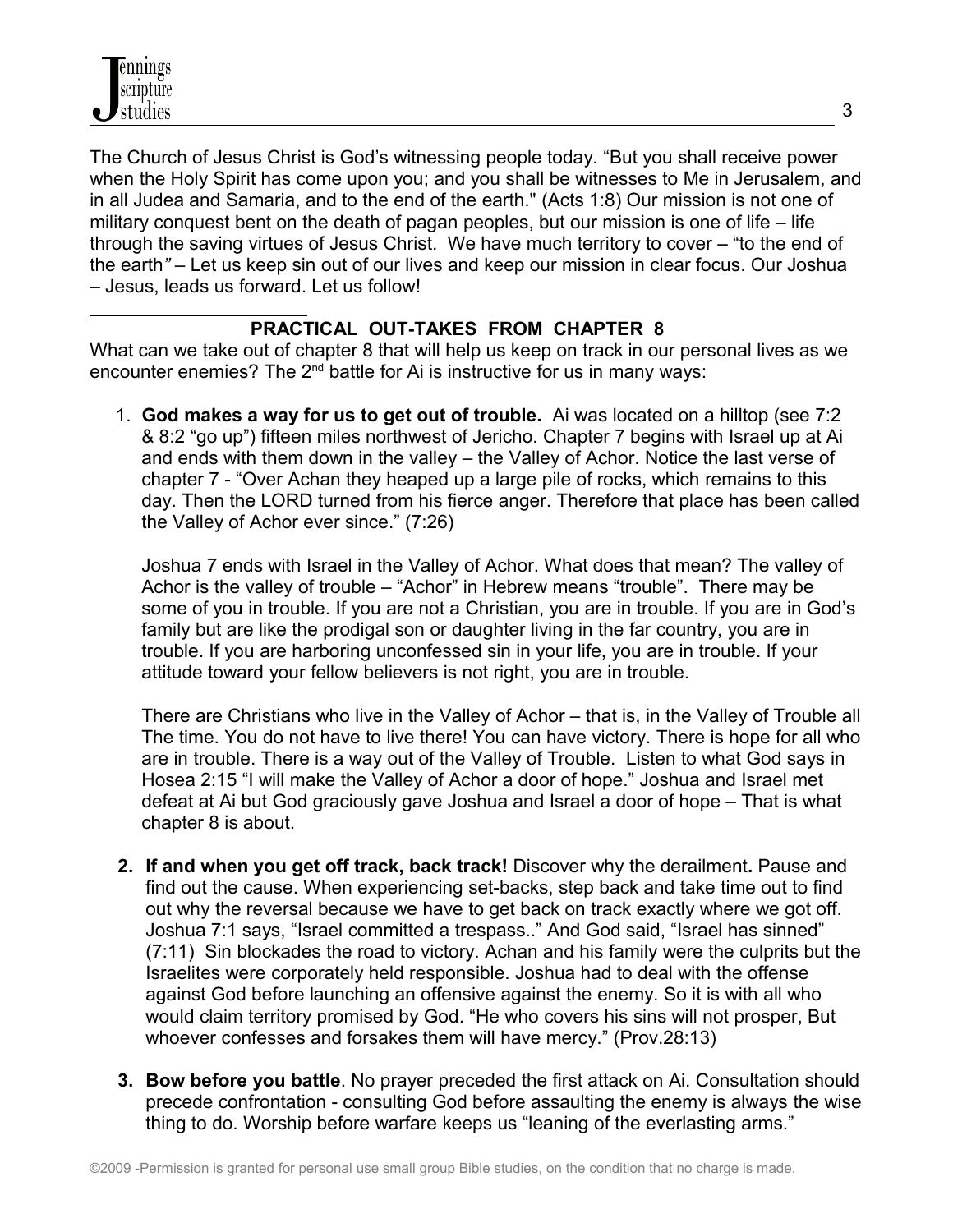The Church of Jesus Christ is God's witnessing people today. "But you shall receive power when the Holy Spirit has come upon you; and you shall be witnesses to Me in Jerusalem, and in all Judea and Samaria, and to the end of the earth." (Acts 1:8) Our mission is not one of military conquest bent on the death of pagan peoples, but our mission is one of life – life through the saving virtues of Jesus Christ. We have much territory to cover – "to the end of the earth" – Let us keep sin out of our lives and keep our mission in clear focus. Our Joshua – Jesus, leads us forward. Let us follow!

## PRACTICAL OUT-TAKES FROM CHAPTER 8

What can we take out of chapter 8 that will help us keep on track in our personal lives as we encounter enemies? The 2nd battle for Ai is instructive for us in many ways:

1. **God makes a way for us to get out of trouble.** Ai was located on a hilltop (see 7:2 & 8:2 "go up") fifteen miles northwest of Jericho. Chapter 7 begins with Israel up at Ai and ends with them down in the valley – the Valley of Achor. Notice the last verse of chapter 7 - "Over Achan they heaped up a large pile of rocks, which remains to this day. Then the LORD turned from his fierce anger. Therefore that place has been called the Valley of Achor ever since." (7:26)

   Joshua 7 ends with Israel in the Valley of Achor. What does that mean? The valley of Achor is the valley of trouble – "Achor" in Hebrew means "trouble". There may be some of you in trouble. If you are not a Christian, you are in trouble. If you are in God's family but are like the prodigal son or daughter living in the far country, you are in trouble. If you are harboring unconfessed sin in your life, you are in trouble. If your attitude toward your fellow believers is not right, you are in trouble.

   There are Christians who live in the Valley of Achor – that is, in the Valley of Trouble all The time. You do not have to live there! You can have victory. There is hope for all who are in trouble. There is a way out of the Valley of Trouble. Listen to what God says in Hosea 2:15 "I will make the Valley of Achor a door of hope." Joshua and Israel met defeat at Ai but God graciously gave Joshua and Israel a door of hope – That is what chapter 8 is about.

2. **If and when you get off track, back track!** Discover why the derailment**.** Pause and find out the cause. When experiencing set-backs, step back and take time out to find out why the reversal because we have to get back on track exactly where we got off. Joshua 7:1 says, "Israel committed a trespass.." And God said, "Israel has sinned" (7:11) Sin blockades the road to victory. Achan and his family were the culprits but the Israelites were corporately held responsible. Joshua had to deal with the offense against God before launching an offensive against the enemy. So it is with all who would claim territory promised by God. "He who covers his sins will not prosper, But whoever confesses and forsakes them will have mercy." (Prov.28:13)

3. **Bow before you battle**. No prayer preceded the first attack on Ai. Consultation should precede confrontation - consulting God before assaulting the enemy is always the wise thing to do. Worship before warfare keeps us "leaning of the everlasting arms."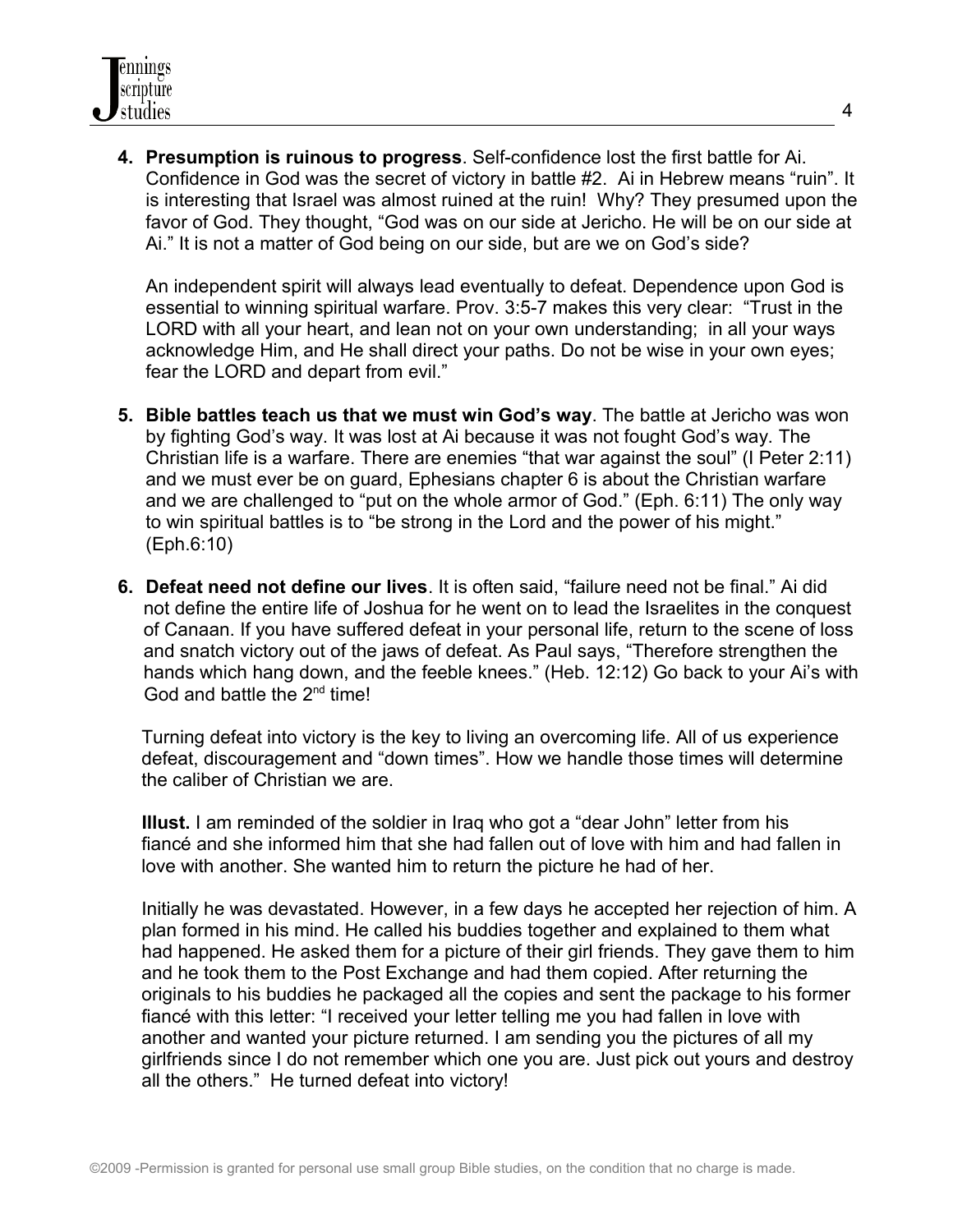4. **Presumption is ruinous to progress**. Self-confidence lost the first battle for Ai. Confidence in God was the secret of victory in battle #2. Ai in Hebrew means "ruin". It is interesting that Israel was almost ruined at the ruin! Why? They presumed upon the favor of God. They thought, "God was on our side at Jericho. He will be on our side at Ai." It is not a matter of God being on our side, but are we on God's side?

   An independent spirit will always lead eventually to defeat. Dependence upon God is essential to winning spiritual warfare. Prov. 3:5-7 makes this very clear: "Trust in the LORD with all your heart, and lean not on your own understanding; in all your ways acknowledge Him, and He shall direct your paths. Do not be wise in your own eyes; fear the LORD and depart from evil."

5. **Bible battles teach us that we must win God's way**. The battle at Jericho was won by fighting God's way. It was lost at Ai because it was not fought God's way. The Christian life is a warfare. There are enemies "that war against the soul" (I Peter 2:11) and we must ever be on guard, Ephesians chapter 6 is about the Christian warfare and we are challenged to "put on the whole armor of God." (Eph. 6:11) The only way to win spiritual battles is to "be strong in the Lord and the power of his might." (Eph.6:10)

6. **Defeat need not define our lives**. It is often said, "failure need not be final." Ai did not define the entire life of Joshua for he went on to lead the Israelites in the conquest of Canaan. If you have suffered defeat in your personal life, return to the scene of loss and snatch victory out of the jaws of defeat. As Paul says, "Therefore strengthen the hands which hang down, and the feeble knees." (Heb. 12:12) Go back to your Ai's with God and battle the 2nd time!

   Turning defeat into victory is the key to living an overcoming life. All of us experience defeat, discouragement and "down times". How we handle those times will determine the caliber of Christian we are.

   **Illust.** I am reminded of the soldier in Iraq who got a "dear John" letter from his fiancé and she informed him that she had fallen out of love with him and had fallen in love with another. She wanted him to return the picture he had of her.

   Initially he was devastated. However, in a few days he accepted her rejection of him. A plan formed in his mind. He called his buddies together and explained to them what had happened. He asked them for a picture of their girl friends. They gave them to him and he took them to the Post Exchange and had them copied. After returning the originals to his buddies he packaged all the copies and sent the package to his former fiancé with this letter: "I received your letter telling me you had fallen in love with another and wanted your picture returned. I am sending you the pictures of all my girlfriends since I do not remember which one you are. Just pick out yours and destroy all the others." He turned defeat into victory!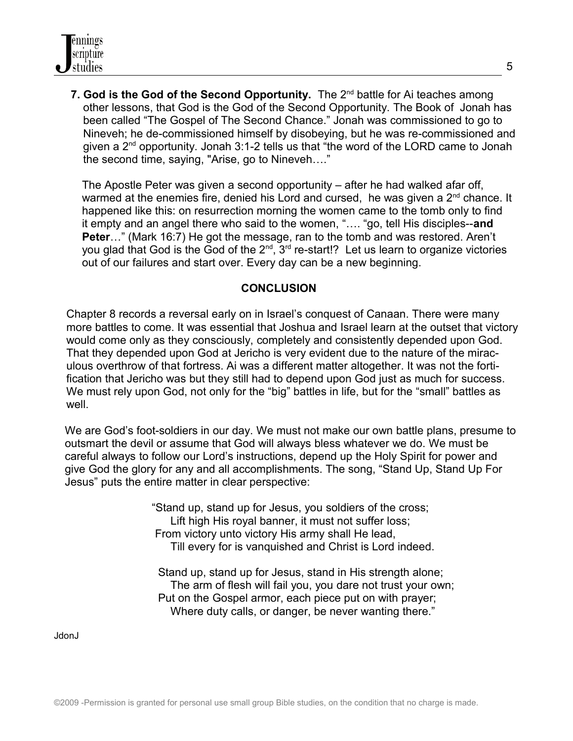**7. God is the God of the Second Opportunity.** The 2nd battle for Ai teaches among other lessons, that God is the God of the Second Opportunity. The Book of Jonah has been called "The Gospel of The Second Chance." Jonah was commissioned to go to Nineveh; he de-commissioned himself by disobeying, but he was re-commissioned and given a 2nd opportunity. Jonah 3:1-2 tells us that "the word of the LORD came to Jonah the second time, saying, "Arise, go to Nineveh…."

The Apostle Peter was given a second opportunity – after he had walked afar off, warmed at the enemies fire, denied his Lord and cursed, he was given a 2nd chance. It happened like this: on resurrection morning the women came to the tomb only to find it empty and an angel there who said to the women, "…. "go, tell His disciples--**and Peter**…" (Mark 16:7) He got the message, ran to the tomb and was restored. Aren't you glad that God is the God of the 2nd, 3rd re-start!? Let us learn to organize victories out of our failures and start over. Every day can be a new beginning.

## CONCLUSION

Chapter 8 records a reversal early on in Israel's conquest of Canaan. There were many more battles to come. It was essential that Joshua and Israel learn at the outset that victory would come only as they consciously, completely and consistently depended upon God. That they depended upon God at Jericho is very evident due to the nature of the miraculous overthrow of that fortress. Ai was a different matter altogether. It was not the fortification that Jericho was but they still had to depend upon God just as much for success. We must rely upon God, not only for the "big" battles in life, but for the "small" battles as well.

We are God's foot-soldiers in our day. We must not make our own battle plans, presume to outsmart the devil or assume that God will always bless whatever we do. We must be careful always to follow our Lord's instructions, depend up the Holy Spirit for power and give God the glory for any and all accomplishments. The song, "Stand Up, Stand Up For Jesus" puts the entire matter in clear perspective:

"Stand up, stand up for Jesus, you soldiers of the cross;
Lift high His royal banner, it must not suffer loss;
From victory unto victory His army shall He lead,
Till every for is vanquished and Christ is Lord indeed.

Stand up, stand up for Jesus, stand in His strength alone;
The arm of flesh will fail you, you dare not trust your own;
Put on the Gospel armor, each piece put on with prayer;
Where duty calls, or danger, be never wanting there."

JdonJ

©2009 -Permission is granted for personal use small group Bible studies, on the condition that no charge is made.